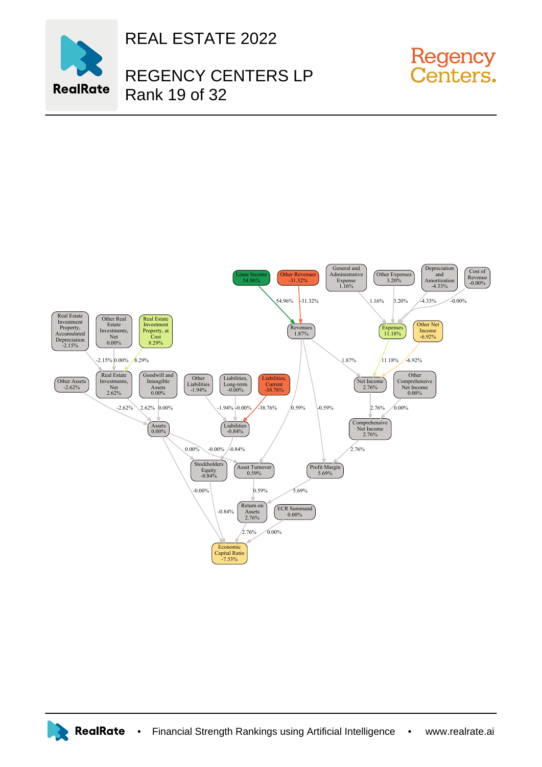# REAL ESTATE 2022

# REGENCY CENTERS LP

Rank 19 of 32

Lease Income 54.96%

Other Revenues -31.32%

General and Administrative Expense 1.16%

Other Expenses 3.20%

Depreciation and Amortization -4.33%

Cost of Revenue -0.00%

Real Estate Investment Property, Accumulated Depreciation -2.15%

Other Real Estate Investments, Net 0.00%

Real Estate Investment Property, at Cost 8.29%

Revenues 1.87%

Expenses 11.18%

Other Net Income -6.92%

Other Assets -2.62%

Real Estate Investments, Net 2.62%

Goodwill and Intangible Assets 0.00%

Other Liabilities -1.94%

Liabilities, Long-term -0.00%

Liabilities, Current -38.76%

Net Income 2.76%

Other Comprehensive Net Income 0.00%

Assets 0.00%

Liabilities -0.84%

Comprehensive Net Income 2.76%

Stockholders Equity -0.84%

Asset Turnover 0.59%

Profit Margin 5.69%

Return on Assets 2.76%

ECR Summand 0.00%

Economic Capital Ratio -7.53%

RealRate • Financial Strength Rankings using Artificial Intelligence • www.realrate.ai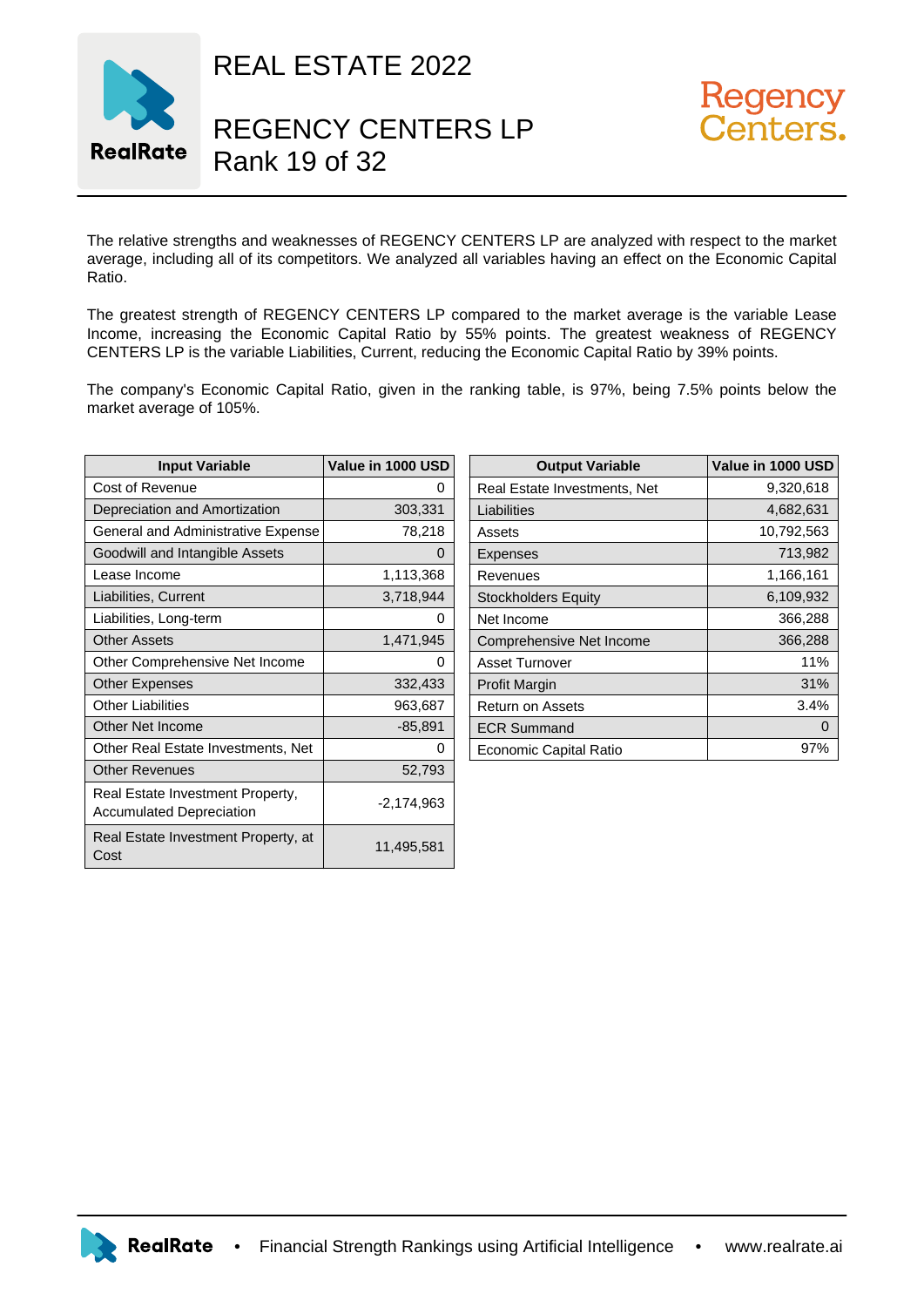# REAL ESTATE 2022

# REGENCY CENTERS LP
Rank 19 of 32

The relative strengths and weaknesses of REGENCY CENTERS LP are analyzed with respect to the market average, including all of its competitors. We analyzed all variables having an effect on the Economic Capital Ratio.

The greatest strength of REGENCY CENTERS LP compared to the market average is the variable Lease Income, increasing the Economic Capital Ratio by 55% points. The greatest weakness of REGENCY CENTERS LP is the variable Liabilities, Current, reducing the Economic Capital Ratio by 39% points.

The company's Economic Capital Ratio, given in the ranking table, is 97%, being 7.5% points below the market average of 105%.

| Input Variable | Value in 1000 USD |
|---|---|
| Cost of Revenue | 0 |
| Depreciation and Amortization | 303,331 |
| General and Administrative Expense | 78,218 |
| Goodwill and Intangible Assets | 0 |
| Lease Income | 1,113,368 |
| Liabilities, Current | 3,718,944 |
| Liabilities, Long-term | 0 |
| Other Assets | 1,471,945 |
| Other Comprehensive Net Income | 0 |
| Other Expenses | 332,433 |
| Other Liabilities | 963,687 |
| Other Net Income | -85,891 |
| Other Real Estate Investments, Net | 0 |
| Other Revenues | 52,793 |
| Real Estate Investment Property, Accumulated Depreciation | -2,174,963 |
| Real Estate Investment Property, at Cost | 11,495,581 |

| Output Variable | Value in 1000 USD |
|---|---|
| Real Estate Investments, Net | 9,320,618 |
| Liabilities | 4,682,631 |
| Assets | 10,792,563 |
| Expenses | 713,982 |
| Revenues | 1,166,161 |
| Stockholders Equity | 6,109,932 |
| Net Income | 366,288 |
| Comprehensive Net Income | 366,288 |
| Asset Turnover | 11% |
| Profit Margin | 31% |
| Return on Assets | 3.4% |
| ECR Summand | 0 |
| Economic Capital Ratio | 97% |